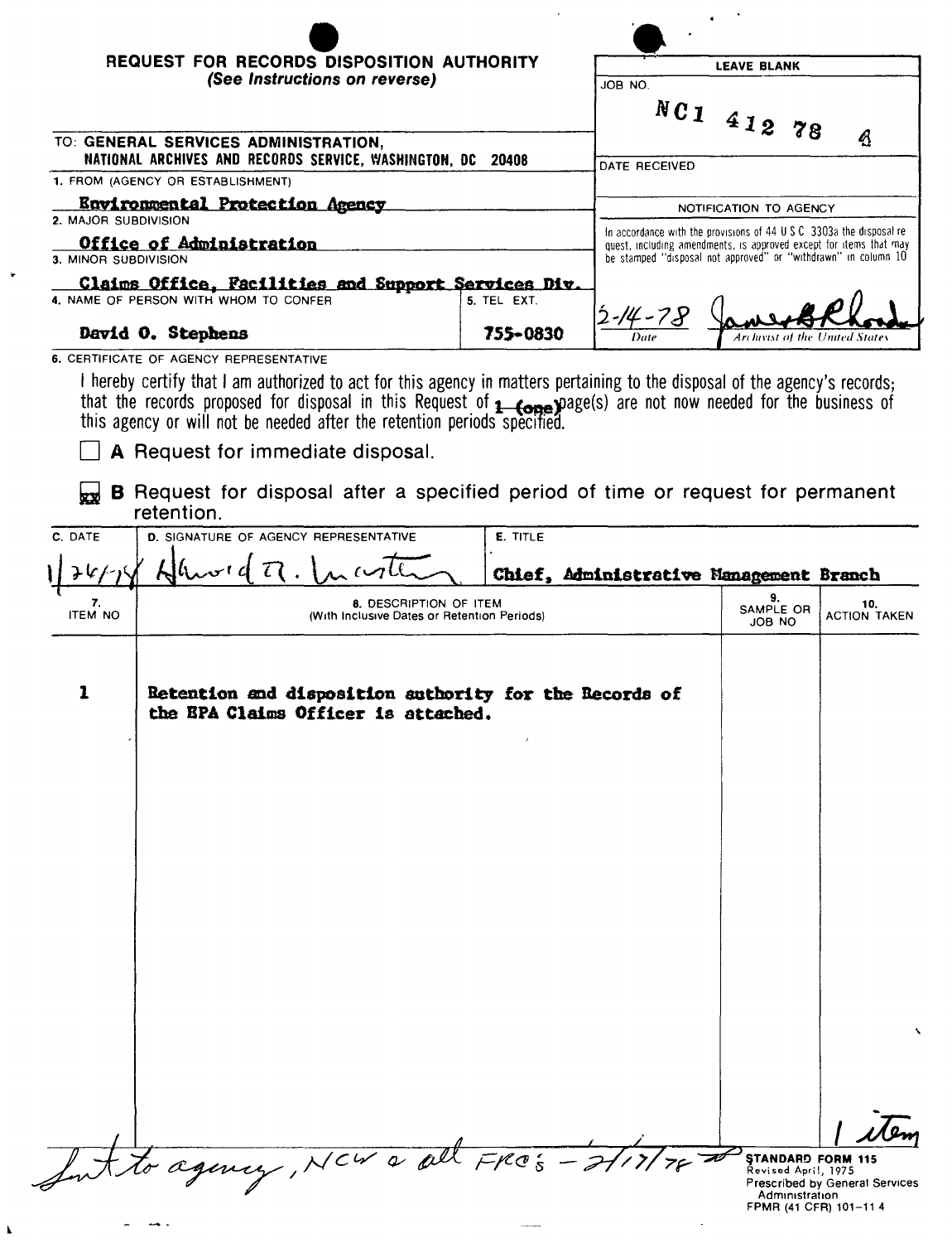# REQUEST FOR RECORDS DISPOSITION AUTHORITY

*(See Instructions on reverse)*

**LEAVE BLANK**

JOB NO. NC1 412 78 4

DATE RECEIVED

TO: **GENERAL SERVICES ADMINISTRATION, NATIONAL ARCHIVES AND RECORDS SERVICE, WASHINGTON, DC 20408**

1. FROM (AGENCY OR ESTABLISHMENT)
   **Environmental Protection Agency**

2. MAJOR SUBDIVISION
   **Office of Administration**

3. MINOR SUBDIVISION
   **Claims Office, Facilities and Support Services Div.**

4. NAME OF PERSON WITH WHOM TO CONFER
   **David O. Stephens**

5. TEL EXT.
   **755-0830**

NOTIFICATION TO AGENCY

In accordance with the provisions of 44 U.S.C. 3303a the disposal request, including amendments, is approved except for items that may be stamped "disposal not approved" or "withdrawn" in column 10

2-14-78 — James B. Rhoads

Date — Archivist of the United States

6. CERTIFICATE OF AGENCY REPRESENTATIVE

I hereby certify that I am authorized to act for this agency in matters pertaining to the disposal of the agency's records; that the records proposed for disposal in this Request of 1 (one) page(s) are not now needed for the business of this agency or will not be needed after the retention periods specified.

☐ **A** Request for immediate disposal.

☒ **B** Request for disposal after a specified period of time or request for permanent retention.

| C. DATE | D. SIGNATURE OF AGENCY REPRESENTATIVE | E. TITLE |
|---|---|---|
| 1/26/78 | Howard R. Lustig | **Chief, Administrative Management Branch** |

| 7. ITEM NO | 8. DESCRIPTION OF ITEM (With Inclusive Dates or Retention Periods) | 9. SAMPLE OR JOB NO | 10. ACTION TAKEN |
|---|---|---|---|
| 1 | **Retention and disposition authority for the Records of the EPA Claims Officer is attached.** | | |
| | | | 1 item |

Sent to agency, NCW & all FRC's - 2/17/78

STANDARD FORM 115
Revised April, 1975
Prescribed by General Services Administration
FPMR (41 CFR) 101-11.4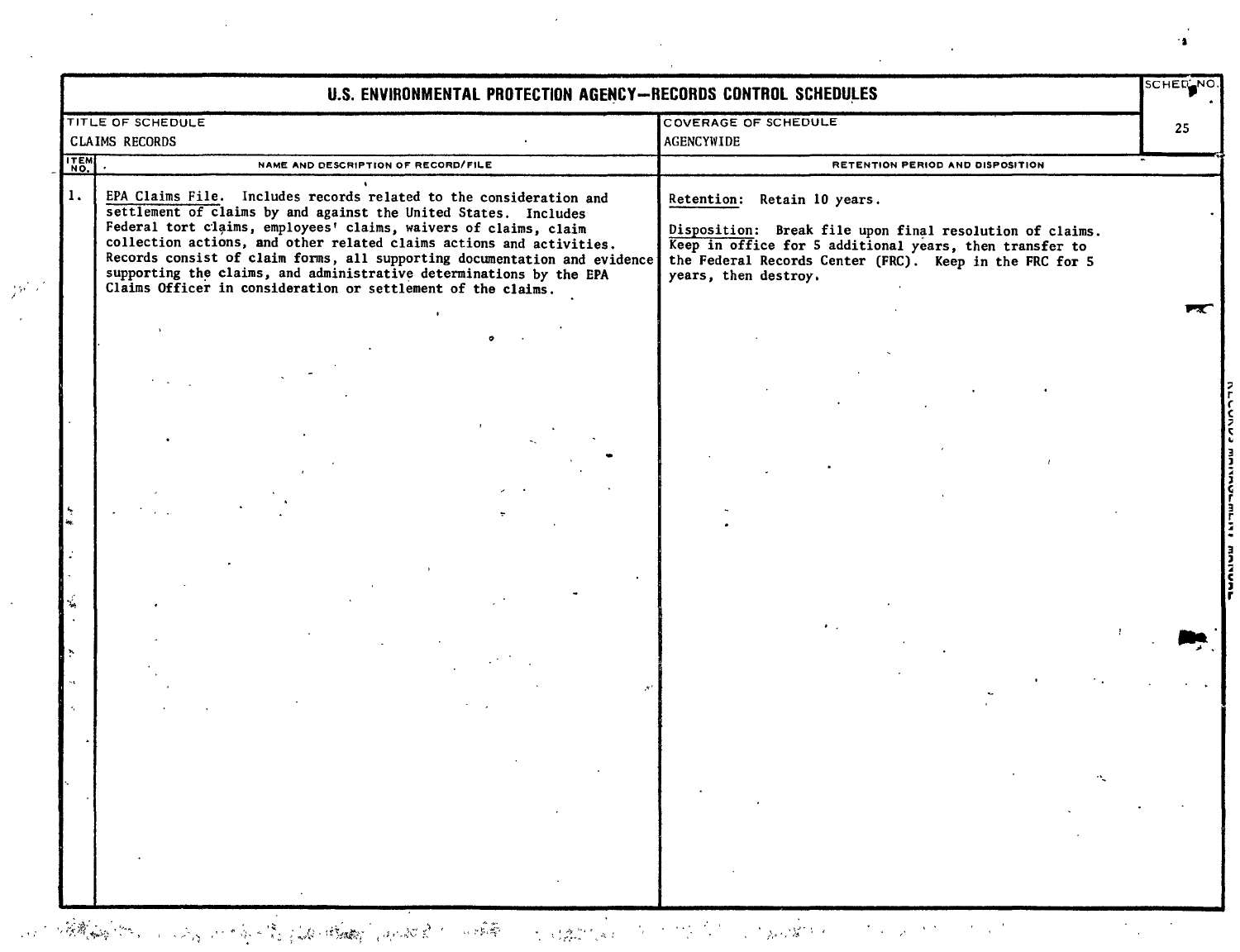# U.S. ENVIRONMENTAL PROTECTION AGENCY—RECORDS CONTROL SCHEDULES

| TITLE OF SCHEDULE | COVERAGE OF SCHEDULE | SCHED. NO. |
|---|---|---|
| CLAIMS RECORDS | AGENCYWIDE | 25 |

| ITEM NO. | NAME AND DESCRIPTION OF RECORD/FILE | RETENTION PERIOD AND DISPOSITION |
|---|---|---|
| 1. | EPA Claims File. Includes records related to the consideration and settlement of claims by and against the United States. Includes Federal tort claims, employees' claims, waivers of claims, claim collection actions, and other related claims actions and activities. Records consist of claim forms, all supporting documentation and evidence supporting the claims, and administrative determinations by the EPA Claims Officer in consideration or settlement of the claims. | Retention: Retain 10 years.<br><br>Disposition: Break file upon final resolution of claims. Keep in office for 5 additional years, then transfer to the Federal Records Center (FRC). Keep in the FRC for 5 years, then destroy. |